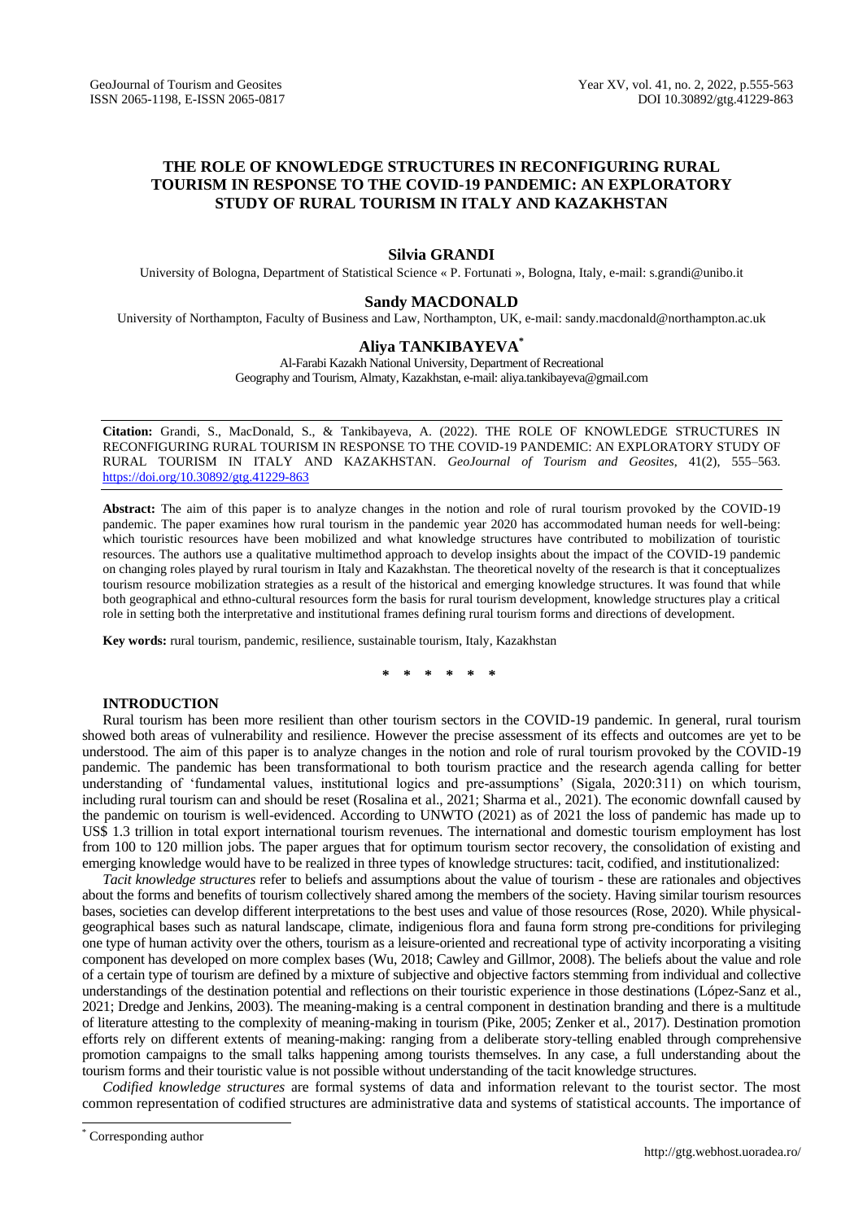# THE ROLE OF KNOWLEDGE STRUCTURES IN RECONFIGURING RURAL TOURISM IN RESPONSE TO THE COVID-19 PANDEMIC: AN EXPLORATORY STUDY OF RURAL TOURISM IN ITALY AND KAZAKHSTAN

**Silvia GRANDI**

University of Bologna, Department of Statistical Science « P. Fortunati », Bologna, Italy, e-mail: s.grandi@unibo.it

**Sandy MACDONALD**

University of Northampton, Faculty of Business and Law, Northampton, UK, e-mail: sandy.macdonald@northampton.ac.uk

**Aliya TANKIBAYEVA***

Al-Farabi Kazakh National University, Department of Recreational Geography and Tourism, Almaty, Kazakhstan, e-mail: aliya.tankibayeva@gmail.com

---

**Citation:** Grandi, S., MacDonald, S., & Tankibayeva, A. (2022). THE ROLE OF KNOWLEDGE STRUCTURES IN RECONFIGURING RURAL TOURISM IN RESPONSE TO THE COVID-19 PANDEMIC: AN EXPLORATORY STUDY OF RURAL TOURISM IN ITALY AND KAZAKHSTAN. *GeoJournal of Tourism and Geosites*, 41(2), 555–563. https://doi.org/10.30892/gtg.41229-863

---

**Abstract:** The aim of this paper is to analyze changes in the notion and role of rural tourism provoked by the COVID-19 pandemic. The paper examines how rural tourism in the pandemic year 2020 has accommodated human needs for well-being: which touristic resources have been mobilized and what knowledge structures have contributed to mobilization of touristic resources. The authors use a qualitative multimethod approach to develop insights about the impact of the COVID-19 pandemic on changing roles played by rural tourism in Italy and Kazakhstan. The theoretical novelty of the research is that it conceptualizes tourism resource mobilization strategies as a result of the historical and emerging knowledge structures. It was found that while both geographical and ethno-cultural resources form the basis for rural tourism development, knowledge structures play a critical role in setting both the interpretative and institutional frames defining rural tourism forms and directions of development.

**Key words:** rural tourism, pandemic, resilience, sustainable tourism, Italy, Kazakhstan

\* \* \* \* \* \*

## INTRODUCTION

Rural tourism has been more resilient than other tourism sectors in the COVID-19 pandemic. In general, rural tourism showed both areas of vulnerability and resilience. However the precise assessment of its effects and outcomes are yet to be understood. The aim of this paper is to analyze changes in the notion and role of rural tourism provoked by the COVID-19 pandemic. The pandemic has been transformational to both tourism practice and the research agenda calling for better understanding of 'fundamental values, institutional logics and pre-assumptions' (Sigala, 2020:311) on which tourism, including rural tourism can and should be reset (Rosalina et al., 2021; Sharma et al., 2021). The economic downfall caused by the pandemic on tourism is well-evidenced. According to UNWTO (2021) as of 2021 the loss of pandemic has made up to US$ 1.3 trillion in total export international tourism revenues. The international and domestic tourism employment has lost from 100 to 120 million jobs. The paper argues that for optimum tourism sector recovery, the consolidation of existing and emerging knowledge would have to be realized in three types of knowledge structures: tacit, codified, and institutionalized:

*Tacit knowledge structures* refer to beliefs and assumptions about the value of tourism - these are rationales and objectives about the forms and benefits of tourism collectively shared among the members of the society. Having similar tourism resources bases, societies can develop different interpretations to the best uses and value of those resources (Rose, 2020). While physical-geographical bases such as natural landscape, climate, indigenious flora and fauna form strong pre-conditions for privileging one type of human activity over the others, tourism as a leisure-oriented and recreational type of activity incorporating a visiting component has developed on more complex bases (Wu, 2018; Cawley and Gillmor, 2008). The beliefs about the value and role of a certain type of tourism are defined by a mixture of subjective and objective factors stemming from individual and collective understandings of the destination potential and reflections on their touristic experience in those destinations (López-Sanz et al., 2021; Dredge and Jenkins, 2003). The meaning-making is a central component in destination branding and there is a multitude of literature attesting to the complexity of meaning-making in tourism (Pike, 2005; Zenker et al., 2017). Destination promotion efforts rely on different extents of meaning-making: ranging from a deliberate story-telling enabled through comprehensive promotion campaigns to the small talks happening among tourists themselves. In any case, a full understanding about the tourism forms and their touristic value is not possible without understanding of the tacit knowledge structures.

*Codified knowledge structures* are formal systems of data and information relevant to the tourist sector. The most common representation of codified structures are administrative data and systems of statistical accounts. The importance of

---

\* Corresponding author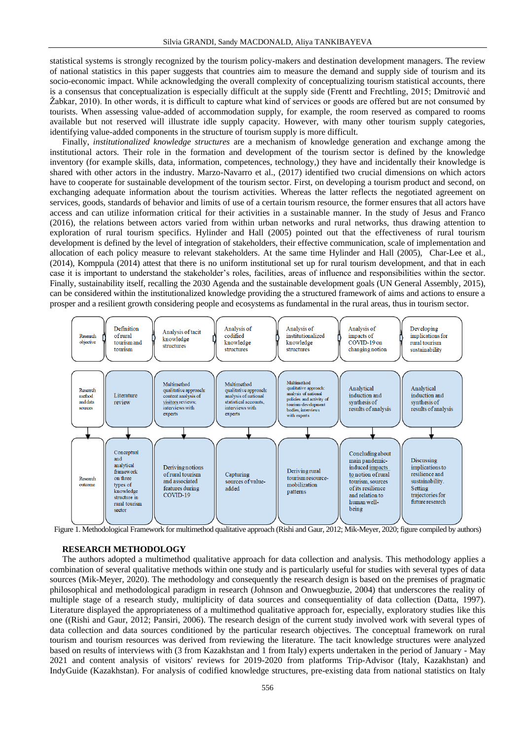statistical systems is strongly recognized by the tourism policy-makers and destination development managers. The review of national statistics in this paper suggests that countries aim to measure the demand and supply side of tourism and its socio-economic impact. While acknowledging the overall complexity of conceptualizing tourism statistical accounts, there is a consensus that conceptualization is especially difficult at the supply side (Frentt and Frechtling, 2015; Dmitrović and Žabkar, 2010). In other words, it is difficult to capture what kind of services or goods are offered but are not consumed by tourists. When assessing value-added of accommodation supply, for example, the room reserved as compared to rooms available but not reserved will illustrate idle supply capacity. However, with many other tourism supply categories, identifying value-added components in the structure of tourism supply is more difficult.

Finally, *institutionalized knowledge structures* are a mechanism of knowledge generation and exchange among the institutional actors. Their role in the formation and development of the tourism sector is defined by the knowledge inventory (for example skills, data, information, competences, technology,) they have and incidentally their knowledge is shared with other actors in the industry. Marzo-Navarro et al., (2017) identified two crucial dimensions on which actors have to cooperate for sustainable development of the tourism sector. First, on developing a tourism product and second, on exchanging adequate information about the tourism activities. Whereas the latter reflects the negotiated agreement on services, goods, standards of behavior and limits of use of a certain tourism resource, the former ensures that all actors have access and can utilize information critical for their activities in a sustainable manner. In the study of Jesus and Franco (2016), the relations between actors varied from within urban networks and rural networks, thus drawing attention to exploration of rural tourism specifics. Hylinder and Hall (2005) pointed out that the effectiveness of rural tourism development is defined by the level of integration of stakeholders, their effective communication, scale of implementation and allocation of each policy measure to relevant stakeholders. At the same time Hylinder and Hall (2005), Char-Lee et al., (2014), Komppula (2014) attest that there is no uniform institutional set up for rural tourism development, and that in each case it is important to understand the stakeholder's roles, facilities, areas of influence and responsibilities within the sector. Finally, sustainability itself, recalling the 2030 Agenda and the sustainable development goals (UN General Assembly, 2015), can be considered within the institutionalized knowledge providing the a structured framework of aims and actions to ensure a prosper and a resilient growth considering people and ecosystems as fundamental in the rural areas, thus in tourism sector.

| Research objective | Definition of rural tourism and tourism | Analysis of tacit knowledge structures | Analysis of codified knowledge structures | Analysis of institutionalized knowledge structures | Analysis of impacts of COVID-19 on changing notion | Developing implications for rural tourism sustainability |
|---|---|---|---|---|---|---|
| Research method and data sources | Literature review | Multimethod qualitative approach: content analysis of visitors reviews; interviews with experts | Multimethod qualitative approach: analysis of national statistical accounts, interviews with experts | Multimethod qualitative approach: analysis of national policies and activity of tourism-development bodies, interviews with experts | Analytical induction and synthesis of results of analysis | Analytical induction and synthesis of results of analysis |
| Research outcome | Conceptual and analytical framework on three types of knowledge structure in rural tourism sector | Deriving notions of rural tourism and associated features during COVID-19 | Capturing sources of value-added | Deriving rural tourism resource-mobilization patterns | Concluding about main pandemic-induced impacts to notion of rural tourism, sources of its resilience and relation to human well-being | Discussing implications to resilience and sustainability. Setting trajectories for future research |

Figure 1. Methodological Framework for multimethod qualitative approach (Rishi and Gaur, 2012; Mik-Meyer, 2020; figure compiled by authors)

## RESEARCH METHODOLOGY

The authors adopted a multimethod qualitative approach for data collection and analysis. This methodology applies a combination of several qualitative methods within one study and is particularly useful for studies with several types of data sources (Mik-Meyer, 2020). The methodology and consequently the research design is based on the premises of pragmatic philosophical and methodological paradigm in research (Johnson and Onwuegbuzie, 2004) that underscores the reality of multiple stage of a research study, multiplicity of data sources and consequentiality of data collection (Datta, 1997). Literature displayed the appropriateness of a multimethod qualitative approach for, especially, exploratory studies like this one ((Rishi and Gaur, 2012; Pansiri, 2006). The research design of the current study involved work with several types of data collection and data sources conditioned by the particular research objectives. The conceptual framework on rural tourism and tourism resources was derived from reviewing the literature. The tacit knowledge structures were analyzed based on results of interviews with (3 from Kazakhstan and 1 from Italy) experts undertaken in the period of January - May 2021 and content analysis of visitors' reviews for 2019-2020 from platforms Trip-Advisor (Italy, Kazakhstan) and IndyGuide (Kazakhstan). For analysis of codified knowledge structures, pre-existing data from national statistics on Italy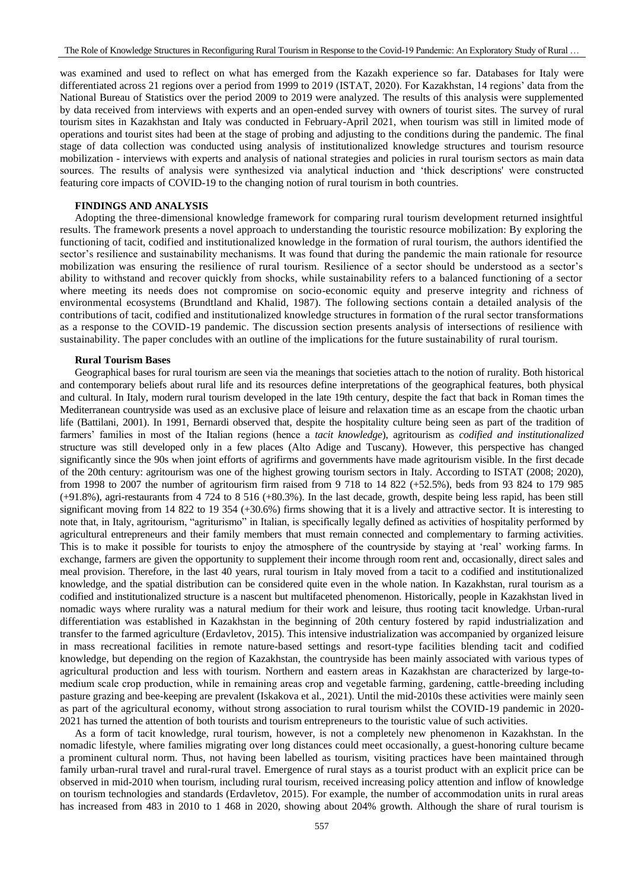was examined and used to reflect on what has emerged from the Kazakh experience so far. Databases for Italy were differentiated across 21 regions over a period from 1999 to 2019 (ISTAT, 2020). For Kazakhstan, 14 regions' data from the National Bureau of Statistics over the period 2009 to 2019 were analyzed. The results of this analysis were supplemented by data received from interviews with experts and an open-ended survey with owners of tourist sites. The survey of rural tourism sites in Kazakhstan and Italy was conducted in February-April 2021, when tourism was still in limited mode of operations and tourist sites had been at the stage of probing and adjusting to the conditions during the pandemic. The final stage of data collection was conducted using analysis of institutionalized knowledge structures and tourism resource mobilization - interviews with experts and analysis of national strategies and policies in rural tourism sectors as main data sources. The results of analysis were synthesized via analytical induction and 'thick descriptions' were constructed featuring core impacts of COVID-19 to the changing notion of rural tourism in both countries.

## FINDINGS AND ANALYSIS

Adopting the three-dimensional knowledge framework for comparing rural tourism development returned insightful results. The framework presents a novel approach to understanding the touristic resource mobilization: By exploring the functioning of tacit, codified and institutionalized knowledge in the formation of rural tourism, the authors identified the sector's resilience and sustainability mechanisms. It was found that during the pandemic the main rationale for resource mobilization was ensuring the resilience of rural tourism. Resilience of a sector should be understood as a sector's ability to withstand and recover quickly from shocks, while sustainability refers to a balanced functioning of a sector where meeting its needs does not compromise on socio-economic equity and preserve integrity and richness of environmental ecosystems (Brundtland and Khalid, 1987). The following sections contain a detailed analysis of the contributions of tacit, codified and institutionalized knowledge structures in formation of the rural sector transformations as a response to the COVID-19 pandemic. The discussion section presents analysis of intersections of resilience with sustainability. The paper concludes with an outline of the implications for the future sustainability of rural tourism.

### Rural Tourism Bases

Geographical bases for rural tourism are seen via the meanings that societies attach to the notion of rurality. Both historical and contemporary beliefs about rural life and its resources define interpretations of the geographical features, both physical and cultural. In Italy, modern rural tourism developed in the late 19th century, despite the fact that back in Roman times the Mediterranean countryside was used as an exclusive place of leisure and relaxation time as an escape from the chaotic urban life (Battilani, 2001). In 1991, Bernardi observed that, despite the hospitality culture being seen as part of the tradition of farmers' families in most of the Italian regions (hence a *tacit knowledge*), agritourism as *codified and institutionalized* structure was still developed only in a few places (Alto Adige and Tuscany). However, this perspective has changed significantly since the 90s when joint efforts of agrifirms and governments have made agritourism visible. In the first decade of the 20th century: agritourism was one of the highest growing tourism sectors in Italy. According to ISTAT (2008; 2020), from 1998 to 2007 the number of agritourism firm raised from 9 718 to 14 822 (+52.5%), beds from 93 824 to 179 985 (+91.8%), agri-restaurants from 4 724 to 8 516 (+80.3%). In the last decade, growth, despite being less rapid, has been still significant moving from 14 822 to 19 354 (+30.6%) firms showing that it is a lively and attractive sector. It is interesting to note that, in Italy, agritourism, "agriturismo" in Italian, is specifically legally defined as activities of hospitality performed by agricultural entrepreneurs and their family members that must remain connected and complementary to farming activities. This is to make it possible for tourists to enjoy the atmosphere of the countryside by staying at 'real' working farms. In exchange, farmers are given the opportunity to supplement their income through room rent and, occasionally, direct sales and meal provision. Therefore, in the last 40 years, rural tourism in Italy moved from a tacit to a codified and institutionalized knowledge, and the spatial distribution can be considered quite even in the whole nation. In Kazakhstan, rural tourism as a codified and institutionalized structure is a nascent but multifaceted phenomenon. Historically, people in Kazakhstan lived in nomadic ways where rurality was a natural medium for their work and leisure, thus rooting tacit knowledge. Urban-rural differentiation was established in Kazakhstan in the beginning of 20th century fostered by rapid industrialization and transfer to the farmed agriculture (Erdavletov, 2015). This intensive industrialization was accompanied by organized leisure in mass recreational facilities in remote nature-based settings and resort-type facilities blending tacit and codified knowledge, but depending on the region of Kazakhstan, the countryside has been mainly associated with various types of agricultural production and less with tourism. Northern and eastern areas in Kazakhstan are characterized by large-to-medium scale crop production, while in remaining areas crop and vegetable farming, gardening, cattle-breeding including pasture grazing and bee-keeping are prevalent (Iskakova et al., 2021). Until the mid-2010s these activities were mainly seen as part of the agricultural economy, without strong association to rural tourism whilst the COVID-19 pandemic in 2020-2021 has turned the attention of both tourists and tourism entrepreneurs to the touristic value of such activities.

As a form of tacit knowledge, rural tourism, however, is not a completely new phenomenon in Kazakhstan. In the nomadic lifestyle, where families migrating over long distances could meet occasionally, a guest-honoring culture became a prominent cultural norm. Thus, not having been labelled as tourism, visiting practices have been maintained through family urban-rural travel and rural-rural travel. Emergence of rural stays as a tourist product with an explicit price can be observed in mid-2010 when tourism, including rural tourism, received increasing policy attention and inflow of knowledge on tourism technologies and standards (Erdavletov, 2015). For example, the number of accommodation units in rural areas has increased from 483 in 2010 to 1 468 in 2020, showing about 204% growth. Although the share of rural tourism is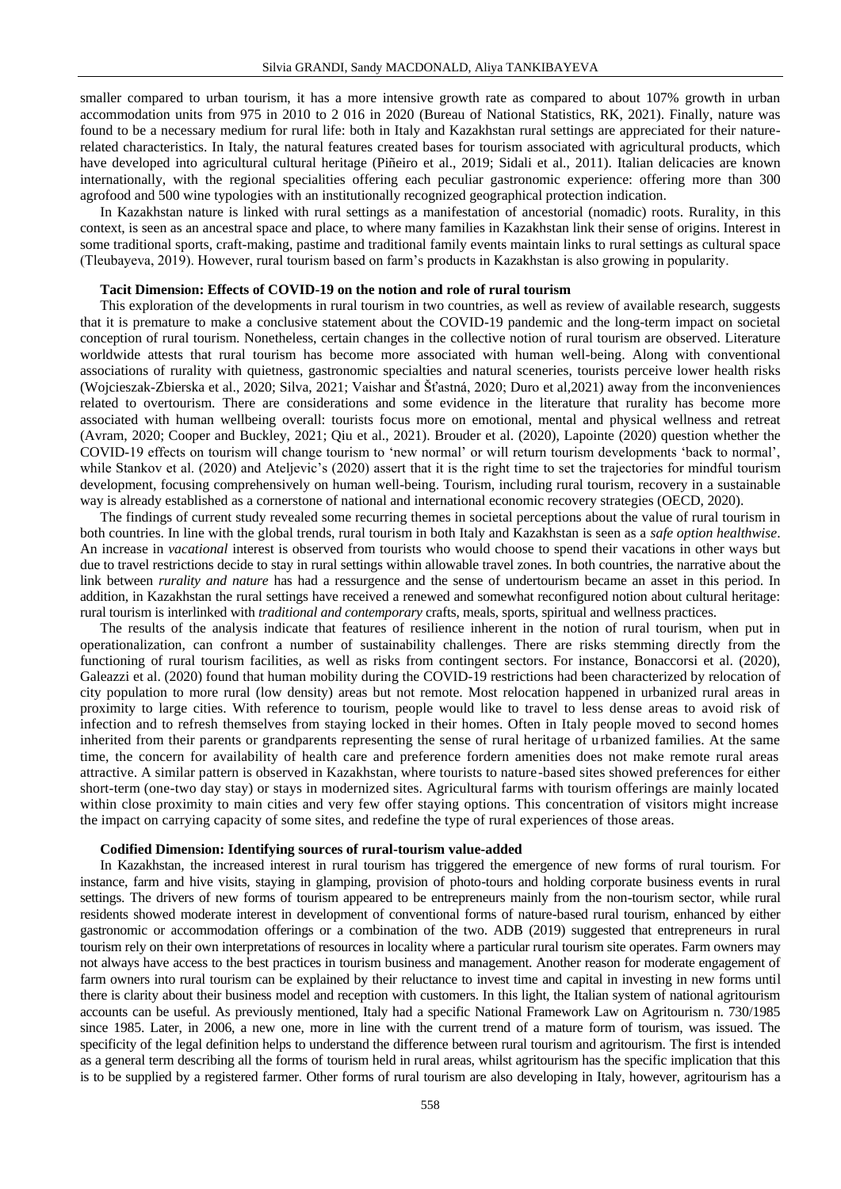smaller compared to urban tourism, it has a more intensive growth rate as compared to about 107% growth in urban accommodation units from 975 in 2010 to 2 016 in 2020 (Bureau of National Statistics, RK, 2021). Finally, nature was found to be a necessary medium for rural life: both in Italy and Kazakhstan rural settings are appreciated for their nature-related characteristics. In Italy, the natural features created bases for tourism associated with agricultural products, which have developed into agricultural cultural heritage (Piñeiro et al., 2019; Sidali et al., 2011). Italian delicacies are known internationally, with the regional specialities offering each peculiar gastronomic experience: offering more than 300 agrofood and 500 wine typologies with an institutionally recognized geographical protection indication.

In Kazakhstan nature is linked with rural settings as a manifestation of ancestorial (nomadic) roots. Rurality, in this context, is seen as an ancestral space and place, to where many families in Kazakhstan link their sense of origins. Interest in some traditional sports, craft-making, pastime and traditional family events maintain links to rural settings as cultural space (Tleubayeva, 2019). However, rural tourism based on farm's products in Kazakhstan is also growing in popularity.

### Tacit Dimension: Effects of COVID-19 on the notion and role of rural tourism

This exploration of the developments in rural tourism in two countries, as well as review of available research, suggests that it is premature to make a conclusive statement about the COVID-19 pandemic and the long-term impact on societal conception of rural tourism. Nonetheless, certain changes in the collective notion of rural tourism are observed. Literature worldwide attests that rural tourism has become more associated with human well-being. Along with conventional associations of rurality with quietness, gastronomic specialties and natural sceneries, tourists perceive lower health risks (Wojcieszak-Zbierska et al., 2020; Silva, 2021; Vaishar and Šťastná, 2020; Duro et al,2021) away from the inconveniences related to overtourism. There are considerations and some evidence in the literature that rurality has become more associated with human wellbeing overall: tourists focus more on emotional, mental and physical wellness and retreat (Avram, 2020; Cooper and Buckley, 2021; Qiu et al., 2021). Brouder et al. (2020), Lapointe (2020) question whether the COVID-19 effects on tourism will change tourism to 'new normal' or will return tourism developments 'back to normal', while Stankov et al. (2020) and Ateljevic's (2020) assert that it is the right time to set the trajectories for mindful tourism development, focusing comprehensively on human well-being. Tourism, including rural tourism, recovery in a sustainable way is already established as a cornerstone of national and international economic recovery strategies (OECD, 2020).

The findings of current study revealed some recurring themes in societal perceptions about the value of rural tourism in both countries. In line with the global trends, rural tourism in both Italy and Kazakhstan is seen as a *safe option healthwise*. An increase in *vacational* interest is observed from tourists who would choose to spend their vacations in other ways but due to travel restrictions decide to stay in rural settings within allowable travel zones. In both countries, the narrative about the link between *rurality and nature* has had a ressurgence and the sense of undertourism became an asset in this period. In addition, in Kazakhstan the rural settings have received a renewed and somewhat reconfigured notion about cultural heritage: rural tourism is interlinked with *traditional and contemporary* crafts, meals, sports, spiritual and wellness practices.

The results of the analysis indicate that features of resilience inherent in the notion of rural tourism, when put in operationalization, can confront a number of sustainability challenges. There are risks stemming directly from the functioning of rural tourism facilities, as well as risks from contingent sectors. For instance, Bonaccorsi et al. (2020), Galeazzi et al. (2020) found that human mobility during the COVID-19 restrictions had been characterized by relocation of city population to more rural (low density) areas but not remote. Most relocation happened in urbanized rural areas in proximity to large cities. With reference to tourism, people would like to travel to less dense areas to avoid risk of infection and to refresh themselves from staying locked in their homes. Often in Italy people moved to second homes inherited from their parents or grandparents representing the sense of rural heritage of urbanized families. At the same time, the concern for availability of health care and preference fordern amenities does not make remote rural areas attractive. A similar pattern is observed in Kazakhstan, where tourists to nature-based sites showed preferences for either short-term (one-two day stay) or stays in modernized sites. Agricultural farms with tourism offerings are mainly located within close proximity to main cities and very few offer staying options. This concentration of visitors might increase the impact on carrying capacity of some sites, and redefine the type of rural experiences of those areas.

### Codified Dimension: Identifying sources of rural-tourism value-added

In Kazakhstan, the increased interest in rural tourism has triggered the emergence of new forms of rural tourism. For instance, farm and hive visits, staying in glamping, provision of photo-tours and holding corporate business events in rural settings. The drivers of new forms of tourism appeared to be entrepreneurs mainly from the non-tourism sector, while rural residents showed moderate interest in development of conventional forms of nature-based rural tourism, enhanced by either gastronomic or accommodation offerings or a combination of the two. ADB (2019) suggested that entrepreneurs in rural tourism rely on their own interpretations of resources in locality where a particular rural tourism site operates. Farm owners may not always have access to the best practices in tourism business and management. Another reason for moderate engagement of farm owners into rural tourism can be explained by their reluctance to invest time and capital in investing in new forms until there is clarity about their business model and reception with customers. In this light, the Italian system of national agritourism accounts can be useful. As previously mentioned, Italy had a specific National Framework Law on Agritourism n. 730/1985 since 1985. Later, in 2006, a new one, more in line with the current trend of a mature form of tourism, was issued. The specificity of the legal definition helps to understand the difference between rural tourism and agritourism. The first is intended as a general term describing all the forms of tourism held in rural areas, whilst agritourism has the specific implication that this is to be supplied by a registered farmer. Other forms of rural tourism are also developing in Italy, however, agritourism has a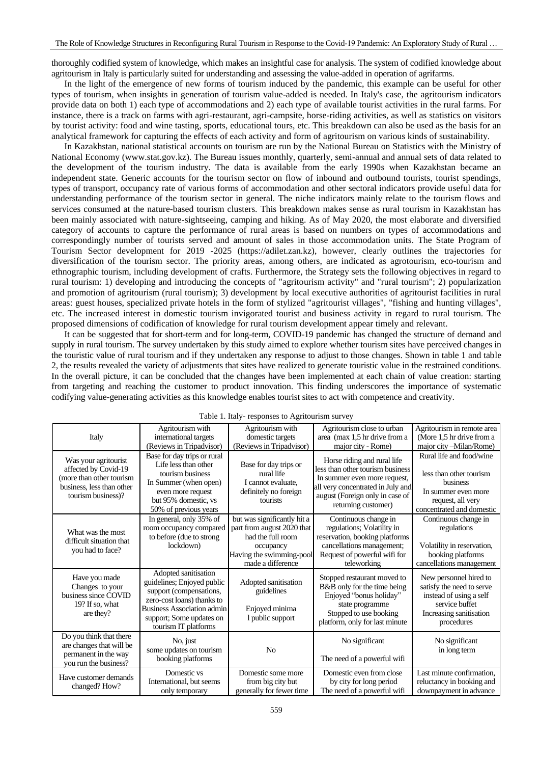thoroughly codified system of knowledge, which makes an insightful case for analysis. The system of codified knowledge about agritourism in Italy is particularly suited for understanding and assessing the value-added in operation of agrifarms.

In the light of the emergence of new forms of tourism induced by the pandemic, this example can be useful for other types of tourism, when insights in generation of tourism value-added is needed. In Italy's case, the agritourism indicators provide data on both 1) each type of accommodations and 2) each type of available tourist activities in the rural farms. For instance, there is a track on farms with agri-restaurant, agri-campsite, horse-riding activities, as well as statistics on visitors by tourist activity: food and wine tasting, sports, educational tours, etc. This breakdown can also be used as the basis for an analytical framework for capturing the effects of each activity and form of agritourism on various kinds of sustainability.

In Kazakhstan, national statistical accounts on tourism are run by the National Bureau on Statistics with the Ministry of National Economy (www.stat.gov.kz). The Bureau issues monthly, quarterly, semi-annual and annual sets of data related to the development of the tourism industry. The data is available from the early 1990s when Kazakhstan became an independent state. Generic accounts for the tourism sector on flow of inbound and outbound tourists, tourist spendings, types of transport, occupancy rate of various forms of accommodation and other sectoral indicators provide useful data for understanding performance of the tourism sector in general. The niche indicators mainly relate to the tourism flows and services consumed at the nature-based tourism clusters. This breakdown makes sense as rural tourism in Kazakhstan has been mainly associated with nature-sightseeing, camping and hiking. As of May 2020, the most elaborate and diversified category of accounts to capture the performance of rural areas is based on numbers on types of accommodations and correspondingly number of tourists served and amount of sales in those accommodation units. The State Program of Tourism Sector development for 2019 -2025 (https://adilet.zan.kz), however, clearly outlines the trajectories for diversification of the tourism sector. The priority areas, among others, are indicated as agrotourism, eco-tourism and ethnographic tourism, including development of crafts. Furthermore, the Strategy sets the following objectives in regard to rural tourism: 1) developing and introducing the concepts of "agritourism activity" and "rural tourism"; 2) popularization and promotion of agritourism (rural tourism); 3) development by local executive authorities of agritourist facilities in rural areas: guest houses, specialized private hotels in the form of stylized "agritourist villages", "fishing and hunting villages", etc. The increased interest in domestic tourism invigorated tourist and business activity in regard to rural tourism. The proposed dimensions of codification of knowledge for rural tourism development appear timely and relevant.

It can be suggested that for short-term and for long-term, COVID-19 pandemic has changed the structure of demand and supply in rural tourism. The survey undertaken by this study aimed to explore whether tourism sites have perceived changes in the touristic value of rural tourism and if they undertaken any response to adjust to those changes. Shown in table 1 and table 2, the results revealed the variety of adjustments that sites have realized to generate touristic value in the restrained conditions. In the overall picture, it can be concluded that the changes have been implemented at each chain of value creation: starting from targeting and reaching the customer to product innovation. This finding underscores the importance of systematic codifying value-generating activities as this knowledge enables tourist sites to act with competence and creativity.

Table 1. Italy- responses to Agritourism survey

| Italy | Agritourism with international targets (Reviews in Tripadvisor) | Agritourism with domestic targets (Reviews in Tripadvisor) | Agritourism close to urban area (max 1,5 hr drive from a major city - Rome) | Agritourism in remote area (More 1,5 hr drive from a major city –Milan/Rome) |
|---|---|---|---|---|
| Was your agritourist affected by Covid-19 (more than other tourism business, less than other tourism business)? | Base for day trips or rural Life less than other tourism business In Summer (when open) even more request but 95% domestic, vs 50% of previous years | Base for day trips or rural life I cannot evaluate, definitely no foreign tourists | Horse riding and rural life less than other tourism business In summer even more request, all very concentrated in July and august (Foreign only in case of returning customer) | Rural life and food/wine less than other tourism business In summer even more request, all very concentrated and domestic |
| What was the most difficult situation that you had to face? | In general, only 35% of room occupancy compared to before (due to strong lockdown) | but was significantly hit a part from august 2020 that had the full room occupancy Having the swimming-pool made a difference | Continuous change in regulations; Volatility in reservation, booking platforms cancellations management; Request of powerful wifi for teleworking | Continuous change in regulations Volatility in reservation, booking platforms cancellations management |
| Have you made Changes to your business since COVID 19? If so, what are they? | Adopted sanitisation guidelines; Enjoyed public support (compensations, zero-cost loans) thanks to Business Association admin support; Some updates on tourism IT platforms | Adopted sanitisation guidelines Enjoyed minima l public support | Stopped restaurant moved to B&B only for the time being Enjoyed "bonus holiday" state programme Stopped to use booking platform, only for last minute | New personnel hired to satisfy the need to serve instead of using a self service buffet Increasing sanitisation procedures |
| Do you think that there are changes that will be permanent in the way you run the business? | No, just some updates on tourism booking platforms | No | No significant The need of a powerful wifi | No significant in long term |
| Have customer demands changed? How? | Domestic vs International, but seems only temporary | Domestic some more from big city but generally for fewer time | Domestic even from close by city for long period The need of a powerful wifi | Last minute confirmation, reluctancy in booking and downpayment in advance |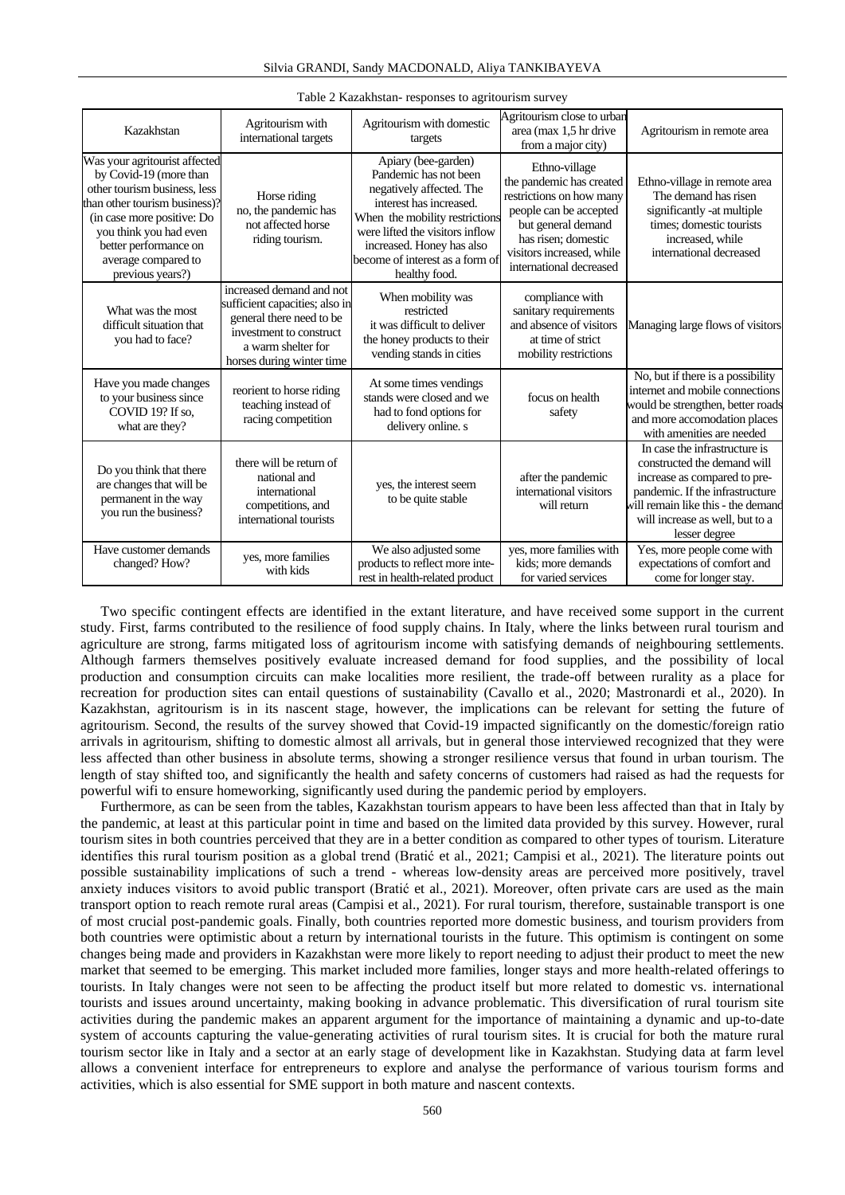Table 2 Kazakhstan- responses to agritourism survey

| Kazakhstan | Agritourism with international targets | Agritourism with domestic targets | Agritourism close to urban area (max 1,5 hr drive from a major city) | Agritourism in remote area |
|---|---|---|---|---|
| Was your agritourist affected by Covid-19 (more than other tourism business, less than other tourism business)? (in case more positive: Do you think you had even better performance on average compared to previous years?) | Horse riding no, the pandemic has not affected horse riding tourism. | Apiary (bee-garden) Pandemic has not been negatively affected. The interest has increased. When the mobility restrictions were lifted the visitors inflow increased. Honey has also become of interest as a form of healthy food. | Ethno-village the pandemic has created restrictions on how many people can be accepted but general demand has risen; domestic visitors increased, while international decreased | Ethno-village in remote area The demand has risen significantly -at multiple times; domestic tourists increased, while international decreased |
| What was the most difficult situation that you had to face? | increased demand and not sufficient capacities; also in general there need to be investment to construct a warm shelter for horses during winter time | When mobility was restricted it was difficult to deliver the honey products to their vending stands in cities | compliance with sanitary requirements and absence of visitors at time of strict mobility restrictions | Managing large flows of visitors |
| Have you made changes to your business since COVID 19? If so, what are they? | reorient to horse riding teaching instead of racing competition | At some times vendings stands were closed and we had to fond options for delivery online. s | focus on health safety | No, but if there is a possibility internet and mobile connections would be strengthen, better roads and more accomodation places with amenities are needed |
| Do you think that there are changes that will be permanent in the way you run the business? | there will be return of national and international competitions, and international tourists | yes, the interest seem to be quite stable | after the pandemic international visitors will return | In case the infrastructure is constructed the demand will increase as compared to pre-pandemic. If the infrastructure will remain like this - the demand will increase as well, but to a lesser degree |
| Have customer demands changed? How? | yes, more families with kids | We also adjusted some products to reflect more interest in health-related product | yes, more families with kids; more demands for varied services | Yes, more people come with expectations of comfort and come for longer stay. |

Two specific contingent effects are identified in the extant literature, and have received some support in the current study. First, farms contributed to the resilience of food supply chains. In Italy, where the links between rural tourism and agriculture are strong, farms mitigated loss of agritourism income with satisfying demands of neighbouring settlements. Although farmers themselves positively evaluate increased demand for food supplies, and the possibility of local production and consumption circuits can make localities more resilient, the trade-off between rurality as a place for recreation for production sites can entail questions of sustainability (Cavallo et al., 2020; Mastronardi et al., 2020). In Kazakhstan, agritourism is in its nascent stage, however, the implications can be relevant for setting the future of agritourism. Second, the results of the survey showed that Covid-19 impacted significantly on the domestic/foreign ratio arrivals in agritourism, shifting to domestic almost all arrivals, but in general those interviewed recognized that they were less affected than other business in absolute terms, showing a stronger resilience versus that found in urban tourism. The length of stay shifted too, and significantly the health and safety concerns of customers had raised as had the requests for powerful wifi to ensure homeworking, significantly used during the pandemic period by employers.

Furthermore, as can be seen from the tables, Kazakhstan tourism appears to have been less affected than that in Italy by the pandemic, at least at this particular point in time and based on the limited data provided by this survey. However, rural tourism sites in both countries perceived that they are in a better condition as compared to other types of tourism. Literature identifies this rural tourism position as a global trend (Bratić et al., 2021; Campisi et al., 2021). The literature points out possible sustainability implications of such a trend - whereas low-density areas are perceived more positively, travel anxiety induces visitors to avoid public transport (Bratić et al., 2021). Moreover, often private cars are used as the main transport option to reach remote rural areas (Campisi et al., 2021). For rural tourism, therefore, sustainable transport is one of most crucial post-pandemic goals. Finally, both countries reported more domestic business, and tourism providers from both countries were optimistic about a return by international tourists in the future. This optimism is contingent on some changes being made and providers in Kazakhstan were more likely to report needing to adjust their product to meet the new market that seemed to be emerging. This market included more families, longer stays and more health-related offerings to tourists. In Italy changes were not seen to be affecting the product itself but more related to domestic vs. international tourists and issues around uncertainty, making booking in advance problematic. This diversification of rural tourism site activities during the pandemic makes an apparent argument for the importance of maintaining a dynamic and up-to-date system of accounts capturing the value-generating activities of rural tourism sites. It is crucial for both the mature rural tourism sector like in Italy and a sector at an early stage of development like in Kazakhstan. Studying data at farm level allows a convenient interface for entrepreneurs to explore and analyse the performance of various tourism forms and activities, which is also essential for SME support in both mature and nascent contexts.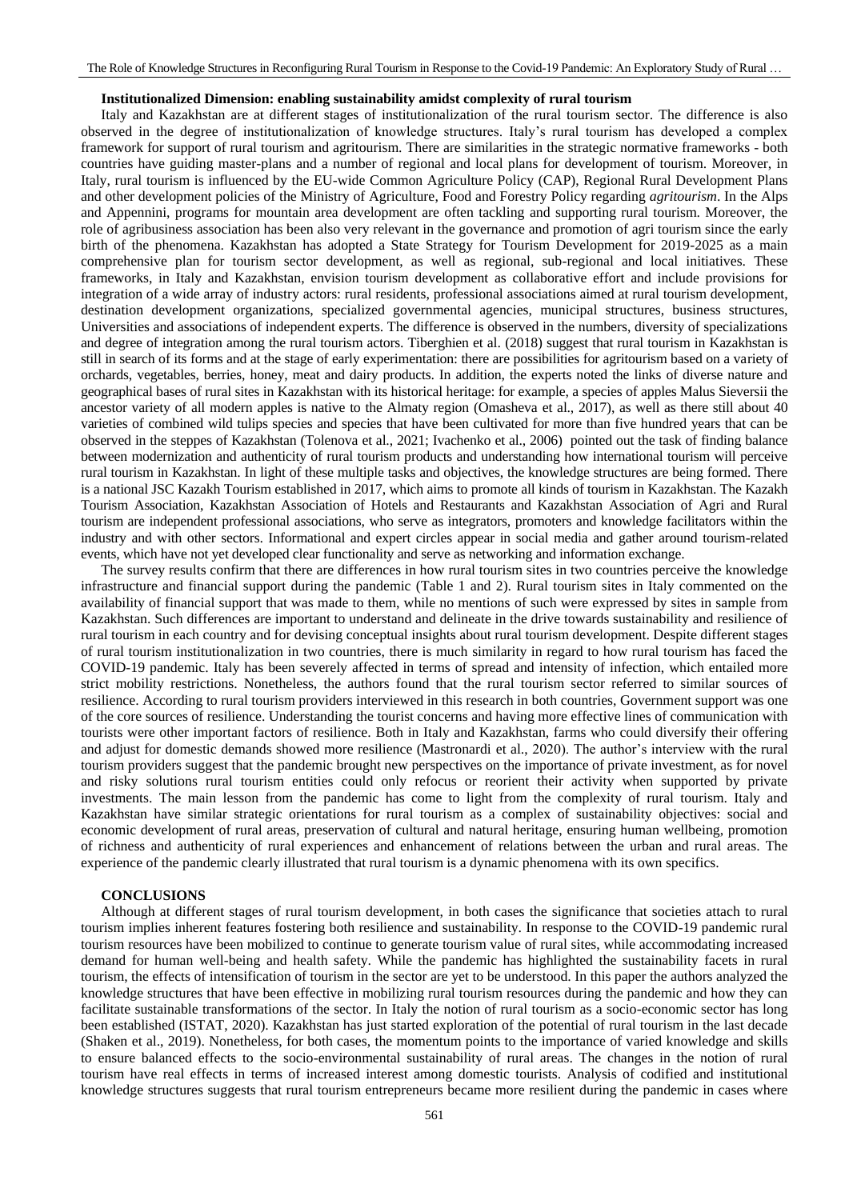**Institutionalized Dimension: enabling sustainability amidst complexity of rural tourism**

Italy and Kazakhstan are at different stages of institutionalization of the rural tourism sector. The difference is also observed in the degree of institutionalization of knowledge structures. Italy's rural tourism has developed a complex framework for support of rural tourism and agritourism. There are similarities in the strategic normative frameworks - both countries have guiding master-plans and a number of regional and local plans for development of tourism. Moreover, in Italy, rural tourism is influenced by the EU-wide Common Agriculture Policy (CAP), Regional Rural Development Plans and other development policies of the Ministry of Agriculture, Food and Forestry Policy regarding *agritourism*. In the Alps and Appennini, programs for mountain area development are often tackling and supporting rural tourism. Moreover, the role of agribusiness association has been also very relevant in the governance and promotion of agri tourism since the early birth of the phenomena. Kazakhstan has adopted a State Strategy for Tourism Development for 2019-2025 as a main comprehensive plan for tourism sector development, as well as regional, sub-regional and local initiatives. These frameworks, in Italy and Kazakhstan, envision tourism development as collaborative effort and include provisions for integration of a wide array of industry actors: rural residents, professional associations aimed at rural tourism development, destination development organizations, specialized governmental agencies, municipal structures, business structures, Universities and associations of independent experts. The difference is observed in the numbers, diversity of specializations and degree of integration among the rural tourism actors. Tiberghien et al. (2018) suggest that rural tourism in Kazakhstan is still in search of its forms and at the stage of early experimentation: there are possibilities for agritourism based on a variety of orchards, vegetables, berries, honey, meat and dairy products. In addition, the experts noted the links of diverse nature and geographical bases of rural sites in Kazakhstan with its historical heritage: for example, a species of apples Malus Sieversii the ancestor variety of all modern apples is native to the Almaty region (Omasheva et al., 2017), as well as there still about 40 varieties of combined wild tulips species and species that have been cultivated for more than five hundred years that can be observed in the steppes of Kazakhstan (Tolenova et al., 2021; Ivachenko et al., 2006) pointed out the task of finding balance between modernization and authenticity of rural tourism products and understanding how international tourism will perceive rural tourism in Kazakhstan. In light of these multiple tasks and objectives, the knowledge structures are being formed. There is a national JSC Kazakh Tourism established in 2017, which aims to promote all kinds of tourism in Kazakhstan. The Kazakh Tourism Association, Kazakhstan Association of Hotels and Restaurants and Kazakhstan Association of Agri and Rural tourism are independent professional associations, who serve as integrators, promoters and knowledge facilitators within the industry and with other sectors. Informational and expert circles appear in social media and gather around tourism-related events, which have not yet developed clear functionality and serve as networking and information exchange.

The survey results confirm that there are differences in how rural tourism sites in two countries perceive the knowledge infrastructure and financial support during the pandemic (Table 1 and 2). Rural tourism sites in Italy commented on the availability of financial support that was made to them, while no mentions of such were expressed by sites in sample from Kazakhstan. Such differences are important to understand and delineate in the drive towards sustainability and resilience of rural tourism in each country and for devising conceptual insights about rural tourism development. Despite different stages of rural tourism institutionalization in two countries, there is much similarity in regard to how rural tourism has faced the COVID-19 pandemic. Italy has been severely affected in terms of spread and intensity of infection, which entailed more strict mobility restrictions. Nonetheless, the authors found that the rural tourism sector referred to similar sources of resilience. According to rural tourism providers interviewed in this research in both countries, Government support was one of the core sources of resilience. Understanding the tourist concerns and having more effective lines of communication with tourists were other important factors of resilience. Both in Italy and Kazakhstan, farms who could diversify their offering and adjust for domestic demands showed more resilience (Mastronardi et al., 2020). The author's interview with the rural tourism providers suggest that the pandemic brought new perspectives on the importance of private investment, as for novel and risky solutions rural tourism entities could only refocus or reorient their activity when supported by private investments. The main lesson from the pandemic has come to light from the complexity of rural tourism. Italy and Kazakhstan have similar strategic orientations for rural tourism as a complex of sustainability objectives: social and economic development of rural areas, preservation of cultural and natural heritage, ensuring human wellbeing, promotion of richness and authenticity of rural experiences and enhancement of relations between the urban and rural areas. The experience of the pandemic clearly illustrated that rural tourism is a dynamic phenomena with its own specifics.

## CONCLUSIONS

Although at different stages of rural tourism development, in both cases the significance that societies attach to rural tourism implies inherent features fostering both resilience and sustainability. In response to the COVID-19 pandemic rural tourism resources have been mobilized to continue to generate tourism value of rural sites, while accommodating increased demand for human well-being and health safety. While the pandemic has highlighted the sustainability facets in rural tourism, the effects of intensification of tourism in the sector are yet to be understood. In this paper the authors analyzed the knowledge structures that have been effective in mobilizing rural tourism resources during the pandemic and how they can facilitate sustainable transformations of the sector. In Italy the notion of rural tourism as a socio-economic sector has long been established (ISTAT, 2020). Kazakhstan has just started exploration of the potential of rural tourism in the last decade (Shaken et al., 2019). Nonetheless, for both cases, the momentum points to the importance of varied knowledge and skills to ensure balanced effects to the socio-environmental sustainability of rural areas. The changes in the notion of rural tourism have real effects in terms of increased interest among domestic tourists. Analysis of codified and institutional knowledge structures suggests that rural tourism entrepreneurs became more resilient during the pandemic in cases where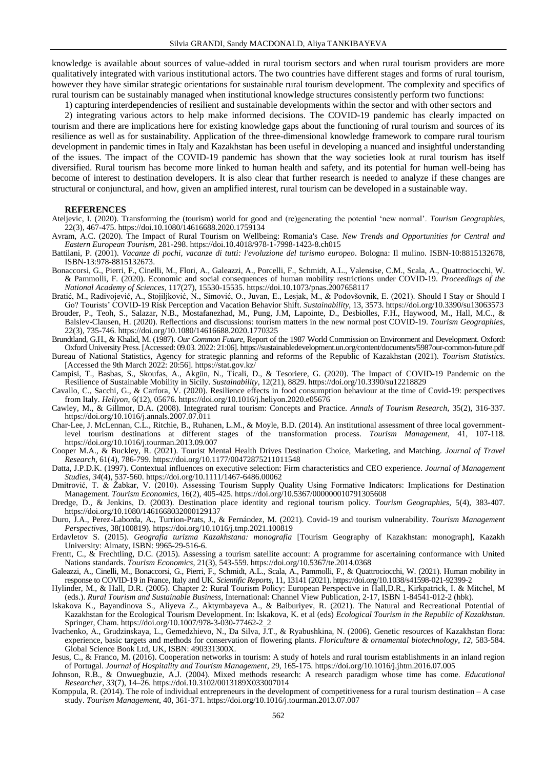knowledge is available about sources of value-added in rural tourism sectors and when rural tourism providers are more qualitatively integrated with various institutional actors. The two countries have different stages and forms of rural tourism, however they have similar strategic orientations for sustainable rural tourism development. The complexity and specifics of rural tourism can be sustainably managed when institutional knowledge structures consistently perform two functions:

1) capturing interdependencies of resilient and sustainable developments within the sector and with other sectors and

2) integrating various actors to help make informed decisions. The COVID-19 pandemic has clearly impacted on tourism and there are implications here for existing knowledge gaps about the functioning of rural tourism and sources of its resilience as well as for sustainability. Application of the three-dimensional knowledge framework to compare rural tourism development in pandemic times in Italy and Kazakhstan has been useful in developing a nuanced and insightful understanding of the issues. The impact of the COVID-19 pandemic has shown that the way societies look at rural tourism has itself diversified. Rural tourism has become more linked to human health and safety, and its potential for human well-being has become of interest to destination developers. It is also clear that further research is needed to analyze if these changes are structural or conjunctural, and how, given an amplified interest, rural tourism can be developed in a sustainable way.

## REFERENCES

Ateljevic, I. (2020). Transforming the (tourism) world for good and (re)generating the potential 'new normal'. *Tourism Geographies*, 22(3), 467-475. https://doi.10.1080/14616688.2020.1759134

Avram, A.C. (2020). The Impact of Rural Tourism on Wellbeing: Romania's Case. *New Trends and Opportunities for Central and Eastern European Tourism*, 281-298. https://doi.10.4018/978-1-7998-1423-8.ch015

Battilani, P. (2001). *Vacanze di pochi, vacanze di tutti: l'evoluzione del turismo europeo*. Bologna: Il mulino. ISBN-10:8815132678, ISBN-13:978-8815132673.

Bonaccorsi, G., Pierri, F., Cinelli, M., Flori, A., Galeazzi, A., Porcelli, F., Schmidt, A.L., Valensise, C.M., Scala, A., Quattrociocchi, W. & Pammolli, F. (2020). Economic and social consequences of human mobility restrictions under COVID-19. *Proceedings of the National Academy of Sciences*, 117(27), 15530-15535. https://doi.10.1073/pnas.2007658117

Bratić, M., Radivojević, A., Stojiljković, N., Simović, O., Juvan, E., Lesjak, M., & Podovšovnik, E. (2021). Should I Stay or Should I Go? Tourists' COVID-19 Risk Perception and Vacation Behavior Shift. *Sustainability*, 13, 3573. https://doi.org/10.3390/su13063573

Brouder, P., Teoh, S., Salazar, N.B., Mostafanezhad, M., Pung, J.M, Lapointe, D., Desbiolles, F.H., Haywood, M., Hall, M.C., & Balslev-Clausen, H. (2020). Reflections and discussions: tourism matters in the new normal post COVID-19. *Tourism Geographies*, 22(3), 735-746. https://doi.org/10.1080/14616688.2020.1770325

Brundtland, G.H., & Khalid, M. (1987). *Our Common Future*, Report of the 1987 World Commission on Environment and Development. Oxford: Oxford University Press. [Accessed: 09.03. 2022: 21:06]. https://sustainabledevelopment.un.org/content/documents/5987our-common-future.pdf

Bureau of National Statistics, Agency for strategic planning and reforms of the Republic of Kazakhstan (2021). *Tourism Statistics*. [Accessed the 9th March 2022: 20:56]. https://stat.gov.kz/

Campisi, T., Basbas, S., Skoufas, A., Akgün, N., Ticali, D., & Tesoriere, G. (2020). The Impact of COVID-19 Pandemic on the Resilience of Sustainable Mobility in Sicily. *Sustainability*, 12(21), 8829. https://doi.org/10.3390/su12218829

Cavallo, C., Sacchi, G., & Carfora, V. (2020). Resilience effects in food consumption behaviour at the time of Covid-19: perspectives from Italy. *Heliyon*, 6(12), 05676. https://doi.org/10.1016/j.heliyon.2020.e05676

Cawley, M., & Gillmor, D.A. (2008). Integrated rural tourism: Concepts and Practice. *Annals of Tourism Research*, 35(2), 316-337. https://doi.org/10.1016/j.annals.2007.07.011

Char-Lee, J. McLennan, C.L., Ritchie, B., Ruhanen, L.M., & Moyle, B.D. (2014). An institutional assessment of three local government-level tourism destinations at different stages of the transformation process. *Tourism Management*, 41, 107-118. https://doi.org/10.1016/j.tourman.2013.09.007

Cooper M.A., & Buckley, R. (2021). Tourist Mental Health Drives Destination Choice, Marketing, and Matching. *Journal of Travel Research*, 61(4), 786-799. https://doi.org/10.1177/00472875211011548

Datta, J.P.D.K. (1997). Contextual influences on executive selection: Firm characteristics and CEO experience. *Journal of Management Studies*, *34*(4), 537-560. https://doi.org/10.1111/1467-6486.00062

Dmitrović, T. & Žabkar, V. (2010). Assessing Tourism Supply Quality Using Formative Indicators: Implications for Destination Management. *Tourism Economics*, 16(2), 405-425. https://doi.org/10.5367/000000010791305608

Dredge, D., & Jenkins, D. (2003). Destination place identity and regional tourism policy. *Tourism Geographies*, 5(4), 383-407. https://doi.org/10.1080/1461668032000129137

Duro, J.A., Perez-Laborda, A., Turrion-Prats, J., & Fernández, M. (2021). Covid-19 and tourism vulnerability. *Tourism Management Perspectives*, 38(100819). https://doi.org/10.1016/j.tmp.2021.100819

Erdavletov S. (2015). *Geografia turizma Kazakhstana: monografia* [Tourism Geography of Kazakhstan: monograph], Kazakh University: Almaty, ISBN: 9965-29-516-6.

Frentt, C., & Frechtling, D.C. (2015). Assessing a tourism satellite account: A programme for ascertaining conformance with United Nations standards. *Tourism Economics*, 21(3), 543-559. https://doi.org/10.5367/te.2014.0368

Galeazzi, A., Cinelli, M., Bonaccorsi, G., Pierri, F., Schmidt, A.L., Scala, A., Pammolli, F., & Quattrociocchi, W. (2021). Human mobility in response to COVID-19 in France, Italy and UK. *Scientific Reports*, 11, 13141 (2021). https://doi.org/10.1038/s41598-021-92399-2

Hylinder, M., & Hall, D.R. (2005). Chapter 2: Rural Tourism Policy: European Perspective in Hall,D.R., Kirkpatrick, I. & Mitchel, M (eds.). *Rural Tourism and Sustainable Business*, International: Channel View Publication, 2-17, ISBN 1-84541-012-2 (hbk).

Iskakova K., Bayandinova S., Aliyeva Z., Aktymbayeva A., & Baiburiyev, R. (2021). The Natural and Recreational Potential of Kazakhstan for the Ecological Tourism Development. In: Iskakova, K. et al (eds) *Ecological Tourism in the Republic of Kazakhstan*. Springer, Cham. https://doi.org/10.1007/978-3-030-77462-2_2

Ivachenko, A., Grudzinskaya, L., Gemedzhievo, N., Da Silva, J.T., & Ryabushkina, N. (2006). Genetic resources of Kazakhstan flora: experience, basic targets and methods for conservation of flowering plants. *Floriculture & ornamental biotechnology*, *12*, 583-584. Global Science Book Ltd, UK, ISBN: 490331300X.

Jesus, C., & Franco, M. (2016). Cooperation networks in tourism: A study of hotels and rural tourism establishments in an inland region of Portugal. *Journal of Hospitality and Tourism Management*, 29, 165-175. https://doi.org/10.1016/j.jhtm.2016.07.005

Johnson, R.B., & Onwuegbuzie, A.J. (2004). Mixed methods research: A research paradigm whose time has come. *Educational Researcher*, *33*(7), 14–26. https://doi.10.3102/0013189X033007014

Komppula, R. (2014). The role of individual entrepreneurs in the development of competitiveness for a rural tourism destination – A case study. *Tourism Management*, 40, 361-371. https://doi.org/10.1016/j.tourman.2013.07.007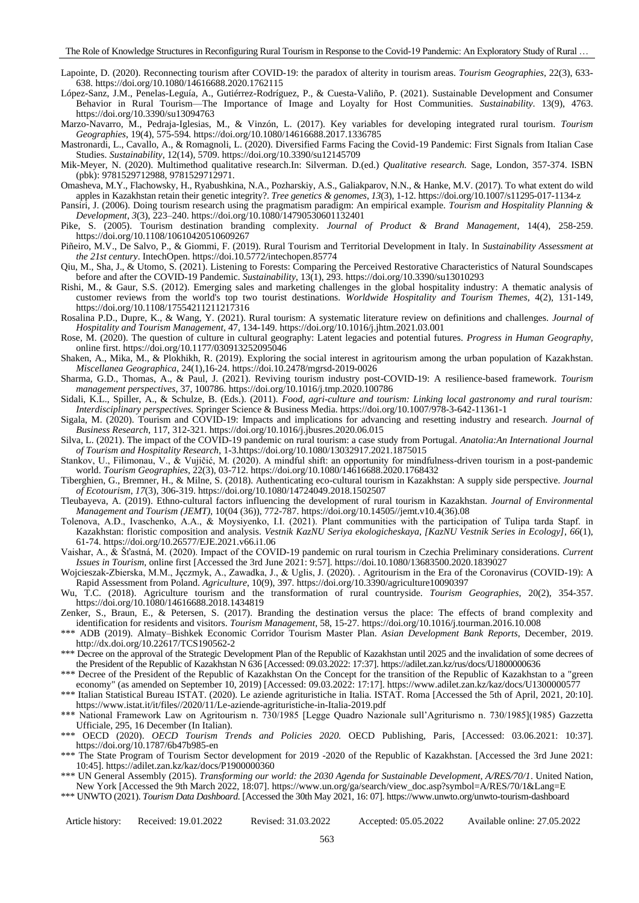Lapointe, D. (2020). Reconnecting tourism after COVID-19: the paradox of alterity in tourism areas. *Tourism Geographies*, 22(3), 633-638. https://doi.org/10.1080/14616688.2020.1762115

López-Sanz, J.M., Penelas-Leguía, A., Gutiérrez-Rodríguez, P., & Cuesta-Valiño, P. (2021). Sustainable Development and Consumer Behavior in Rural Tourism—The Importance of Image and Loyalty for Host Communities. *Sustainability*. 13(9), 4763. https://doi.org/10.3390/su13094763

Marzo-Navarro, M., Pedraja-Iglesias, M., & Vinzón, L. (2017). Key variables for developing integrated rural tourism. *Tourism Geographies*, 19(4), 575-594. https://doi.org/10.1080/14616688.2017.1336785

Mastronardi, L., Cavallo, A., & Romagnoli, L. (2020). Diversified Farms Facing the Covid-19 Pandemic: First Signals from Italian Case Studies. *Sustainability*, 12(14), 5709. https://doi.org/10.3390/su12145709

Mik-Meyer, N. (2020). Multimethod qualitative research.In: Silverman. D.(ed.) *Qualitative research.* Sage, London, 357-374. ISBN (pbk): 9781529712988, 9781529712971.

Omasheva, M.Y., Flachowsky, H., Ryabushkina, N.A., Pozharskiy, A.S., Galiakparov, N.N., & Hanke, M.V. (2017). To what extent do wild apples in Kazakhstan retain their genetic integrity?. *Tree genetics & genomes*, *13*(3), 1-12. https://doi.org/10.1007/s11295-017-1134-z

Pansiri, J. (2006). Doing tourism research using the pragmatism paradigm: An empirical example. *Tourism and Hospitality Planning & Development*, *3*(3), 223–240. https://doi.org/10.1080/14790530601132401

Pike, S. (2005). Tourism destination branding complexity. *Journal of Product & Brand Management*, 14(4), 258-259. https://doi.org/10.1108/10610420510609267

Piñeiro, M.V., De Salvo, P., & Giommi, F. (2019). Rural Tourism and Territorial Development in Italy. In *Sustainability Assessment at the 21st century*. IntechOpen. https://doi.10.5772/intechopen.85774

Qiu, M., Sha, J., & Utomo, S. (2021). Listening to Forests: Comparing the Perceived Restorative Characteristics of Natural Soundscapes before and after the COVID-19 Pandemic. *Sustainability*, 13(1), 293. https://doi.org/10.3390/su13010293

Rishi, M., & Gaur, S.S. (2012). Emerging sales and marketing challenges in the global hospitality industry: A thematic analysis of customer reviews from the world's top two tourist destinations. *Worldwide Hospitality and Tourism Themes*, 4(2), 131-149, https://doi.org/10.1108/17554211211217316

Rosalina P.D., Dupre, K., & Wang, Y. (2021). Rural tourism: A systematic literature review on definitions and challenges. *Journal of Hospitality and Tourism Management*, 47, 134-149. https://doi.org/10.1016/j.jhtm.2021.03.001

Rose, M. (2020). The question of culture in cultural geography: Latent legacies and potential futures. *Progress in Human Geography*, online first. https://doi.org/10.1177/030913252095046

Shaken, A., Mika, M., & Plokhikh, R. (2019). Exploring the social interest in agritourism among the urban population of Kazakhstan. *Miscellanea Geographica*, 24(1),16-24. https://doi.10.2478/mgrsd-2019-0026

Sharma, G.D., Thomas, A., & Paul, J. (2021). Reviving tourism industry post-COVID-19: A resilience-based framework. *Tourism management perspectives*, 37, 100786. https://doi.org/10.1016/j.tmp.2020.100786

Sidali, K.L., Spiller, A., & Schulze, B. (Eds.). (2011). *Food, agri-culture and tourism: Linking local gastronomy and rural tourism: Interdisciplinary perspectives.* Springer Science & Business Media. https://doi.org/10.1007/978-3-642-11361-1

Sigala, M. (2020). Tourism and COVID-19: Impacts and implications for advancing and resetting industry and research. *Journal of Business Research*, 117, 312-321. https://doi.org/10.1016/j.jbusres.2020.06.015

Silva, L. (2021). The impact of the COVID-19 pandemic on rural tourism: a case study from Portugal. *Anatolia:An International Journal of Tourism and Hospitality Research*, 1-3.https://doi.org/10.1080/13032917.2021.1875015

Stankov, U., Filimonau, V., & Vujičić, M. (2020). A mindful shift: an opportunity for mindfulness-driven tourism in a post-pandemic world. *Tourism Geographies*, 22(3), 03-712. https://doi.org/10.1080/14616688.2020.1768432

Tiberghien, G., Bremner, H., & Milne, S. (2018). Authenticating eco-cultural tourism in Kazakhstan: A supply side perspective. *Journal of Ecotourism*, *17*(3), 306-319. https://doi.org/10.1080/14724049.2018.1502507

Tleubayeva, A. (2019). Ethno-cultural factors influencing the development of rural tourism in Kazakhstan. *Journal of Environmental Management and Tourism (JEMT)*, 10(04 (36)), 772-787. https://doi.org/10.14505//jemt.v10.4(36).08

Tolenova, A.D., Ivaschenko, A.A., & Moysiyenko, I.I. (2021). Plant communities with the participation of Tulipa tarda Stapf. in Kazakhstan: floristic composition and analysis. *Vestnik KazNU Seriya ekologicheskaya, [KazNU Vestnik Series in Ecology]*, *66*(1), 61-74. https://doi.org/10.26577/EJE.2021.v66.i1.06

Vaishar, A., & Šťastná, M. (2020). Impact of the COVID-19 pandemic on rural tourism in Czechia Preliminary considerations. *Current Issues in Tourism*, online first [Accessed the 3rd June 2021: 9:57]. https://doi.10.1080/13683500.2020.1839027

Wojcieszak-Zbierska, M.M., Jęczmyk, A., Zawadka, J., & Uglis, J. (2020). . Agritourism in the Era of the Coronavirus (COVID-19): A Rapid Assessment from Poland. *Agriculture*, 10(9), 397. https://doi.org/10.3390/agriculture10090397

Wu, T.C. (2018). Agriculture tourism and the transformation of rural countryside. *Tourism Geographies*, 20(2), 354-357. https://doi.org/10.1080/14616688.2018.1434819

Zenker, S., Braun, E., & Petersen, S. (2017). Branding the destination versus the place: The effects of brand complexity and identification for residents and visitors. *Tourism Management*, 58, 15-27. https://doi.org/10.1016/j.tourman.2016.10.008

*** ADB (2019). Almaty–Bishkek Economic Corridor Tourism Master Plan. *Asian Development Bank Reports*, December, 2019. http://dx.doi.org/10.22617/TCS190562-2

*** Decree on the approval of the Strategic Development Plan of the Republic of Kazakhstan until 2025 and the invalidation of some decrees of the President of the Republic of Kazakhstan N 636 [Accessed: 09.03.2022: 17:37]. https://adilet.zan.kz/rus/docs/U1800000636

*** Decree of the President of the Republic of Kazakhstan On the Concept for the transition of the Republic of Kazakhstan to a "green economy" (as amended on September 10, 2019) [Accessed: 09.03.2022: 17:17]. https://www.adilet.zan.kz/kaz/docs/U1300000577

*** Italian Statistical Bureau ISTAT. (2020). Le aziende agrituristiche in Italia. ISTAT. Roma [Accessed the 5th of April, 2021, 20:10]. https://www.istat.it/it/files//2020/11/Le-aziende-agrituristiche-in-Italia-2019.pdf

*** National Framework Law on Agritourism n. 730/1985 [Legge Quadro Nazionale sull'Agriturismo n. 730/1985](1985) Gazzetta Ufficiale, 295, 16 December (In Italian).

*** OECD (2020). *OECD Tourism Trends and Policies 2020.* OECD Publishing, Paris, [Accessed: 03.06.2021: 10:37]. https://doi.org/10.1787/6b47b985-en

*** The State Program of Tourism Sector development for 2019 -2020 of the Republic of Kazakhstan. [Accessed the 3rd June 2021: 10:45]. https://adilet.zan.kz/kaz/docs/P1900000360

*** UN General Assembly (2015). *Transforming our world: the 2030 Agenda for Sustainable Development, A/RES/70/1*. United Nation, New York [Accessed the 9th March 2022, 18:07]. https://www.un.org/ga/search/view_doc.asp?symbol=A/RES/70/1&Lang=E

*** UNWTO (2021). *Tourism Data Dashboard.* [Accessed the 30th May 2021, 16: 07]. https://www.unwto.org/unwto-tourism-dashboard

Article history: Received: 19.01.2022 Revised: 31.03.2022 Accepted: 05.05.2022 Available online: 27.05.2022